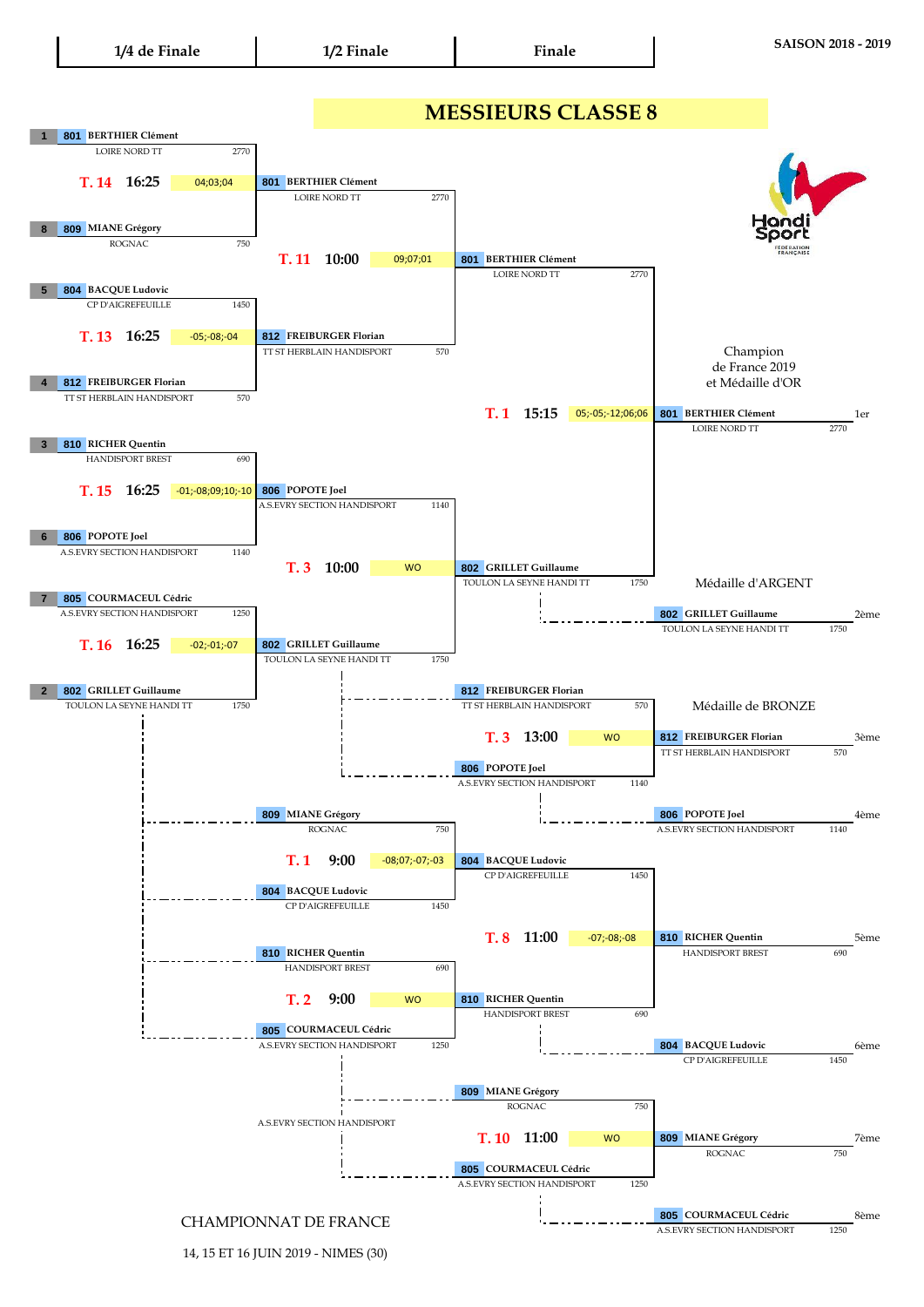**SAISON 2018 - 2019**

# MESSIEURS CLASSE 8

| 1/4 de Finale | 1/2 Finale | Finale |
| --- | --- | --- |

## 1/4 de Finale

| Seed | N° | Joueur | Club | Points |
| --- | --- | --- | --- | --- |
| 1 | 801 | BERTHIER Clément | LOIRE NORD TT | 2770 |
| 8 | 809 | MIANE Grégory | ROGNAC | 750 |
| 5 | 804 | BACQUE Ludovic | CP D'AIGREFEUILLE | 1450 |
| 4 | 812 | FREIBURGER Florian | TT ST HERBLAIN HANDISPORT | 570 |
| 3 | 810 | RICHER Quentin | HANDISPORT BREST | 690 |
| 6 | 806 | POPOTE Joel | A.S.EVRY SECTION HANDISPORT | 1140 |
| 7 | 805 | COURMACEUL Cédric | A.S.EVRY SECTION HANDISPORT | 1250 |
| 2 | 802 | GRILLET Guillaume | TOULON LA SEYNE HANDI TT | 1750 |

| Match | Table | Heure | Score | Vainqueur |
| --- | --- | --- | --- | --- |
| 801 - 809 | T. 14 | 16:25 | 04;03;04 | 801 BERTHIER Clément (LOIRE NORD TT, 2770) |
| 804 - 812 | T. 13 | 16:25 | -05;-08;-04 | 812 FREIBURGER Florian (TT ST HERBLAIN HANDISPORT, 570) |
| 810 - 806 | T. 15 | 16:25 | -01;-08;09;10;-10 | 806 POPOTE Joel (A.S.EVRY SECTION HANDISPORT, 1140) |
| 805 - 802 | T. 16 | 16:25 | -02;-01;-07 | 802 GRILLET Guillaume (TOULON LA SEYNE HANDI TT, 1750) |

## 1/2 Finale

| Match | Table | Heure | Score | Vainqueur |
| --- | --- | --- | --- | --- |
| 801 - 812 | T. 11 | 10:00 | 09;07;01 | 801 BERTHIER Clément (LOIRE NORD TT, 2770) |
| 806 - 802 | T. 3 | 10:00 | WO | 802 GRILLET Guillaume (TOULON LA SEYNE HANDI TT, 1750) |

## Finale

| Match | Table | Heure | Score | Vainqueur |
| --- | --- | --- | --- | --- |
| 801 - 802 | T. 1 | 15:15 | 05;-05;-12;06;06 | 801 BERTHIER Clément (LOIRE NORD TT, 2770) |

## Places 3-4

| Match | Table | Heure | Score | Vainqueur |
| --- | --- | --- | --- | --- |
| 812 FREIBURGER Florian (TT ST HERBLAIN HANDISPORT, 570) - 806 POPOTE Joel (A.S.EVRY SECTION HANDISPORT, 1140) | T. 3 | 13:00 | WO | 812 FREIBURGER Florian |

## Places 5-8

| Match | Table | Heure | Score | Vainqueur |
| --- | --- | --- | --- | --- |
| 809 MIANE Grégory (ROGNAC, 750) - 804 BACQUE Ludovic (CP D'AIGREFEUILLE, 1450) | T. 1 | 9:00 | -08;07;-07;-03 | 804 BACQUE Ludovic |
| 810 RICHER Quentin (HANDISPORT BREST, 690) - 805 COURMACEUL Cédric (A.S.EVRY SECTION HANDISPORT, 1250) | T. 2 | 9:00 | WO | 810 RICHER Quentin |
| 804 BACQUE Ludovic - 810 RICHER Quentin | T. 8 | 11:00 | -07;-08;-08 | 810 RICHER Quentin |
| 809 MIANE Grégory - 805 COURMACEUL Cédric | T. 10 | 11:00 | WO | 809 MIANE Grégory |

A.S.EVRY SECTION HANDISPORT

## Classement final

| Place | N° | Joueur | Club | Points |
| --- | --- | --- | --- | --- |
| 1er | 801 | BERTHIER Clément | LOIRE NORD TT | 2770 |
| 2ème | 802 | GRILLET Guillaume | TOULON LA SEYNE HANDI TT | 1750 |
| 3ème | 812 | FREIBURGER Florian | TT ST HERBLAIN HANDISPORT | 570 |
| 4ème | 806 | POPOTE Joel | A.S.EVRY SECTION HANDISPORT | 1140 |
| 5ème | 810 | RICHER Quentin | HANDISPORT BREST | 690 |
| 6ème | 804 | BACQUE Ludovic | CP D'AIGREFEUILLE | 1450 |
| 7ème | 809 | MIANE Grégory | ROGNAC | 750 |
| 8ème | 805 | COURMACEUL Cédric | A.S.EVRY SECTION HANDISPORT | 1250 |

Champion de France 2019 et Médaille d'OR : 801 BERTHIER Clément

Médaille d'ARGENT : 802 GRILLET Guillaume

Médaille de BRONZE : 812 FREIBURGER Florian

CHAMPIONNAT DE FRANCE

14, 15 ET 16 JUIN 2019 - NIMES (30)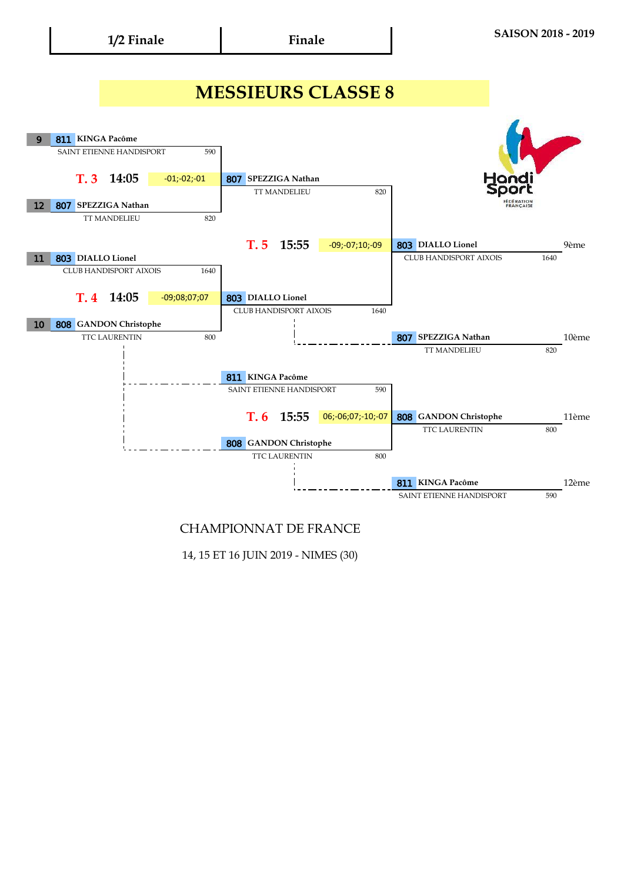| 1/2 Finale | Finale |
|---|---|

**SAISON 2018 - 2019**

# MESSIEURS CLASSE 8

**1/2 Finale**

| Tête de série | N° | Joueur | Club | Points |
|---|---|---|---|---|
| 9 | 811 | **KINGA Pacôme** | SAINT ETIENNE HANDISPORT | 590 |
| 12 | 807 | **SPEZZIGA Nathan** | TT MANDELIEU | 820 |

T. 3 — 14:05 — -01;-02;-01 → **807 SPEZZIGA Nathan** (TT MANDELIEU, 820)

| Tête de série | N° | Joueur | Club | Points |
|---|---|---|---|---|
| 11 | 803 | **DIALLO Lionel** | CLUB HANDISPORT AIXOIS | 1640 |
| 10 | 808 | **GANDON Christophe** | TTC LAURENTIN | 800 |

T. 4 — 14:05 — -09;08;07;07 → **803 DIALLO Lionel** (CLUB HANDISPORT AIXOIS, 1640)

**Finale**

T. 5 — 15:55 — -09;-07;10;-09

- 9ème : **803 DIALLO Lionel** — CLUB HANDISPORT AIXOIS — 1640
- 10ème : **807 SPEZZIGA Nathan** — TT MANDELIEU — 820

**811 KINGA Pacôme** (SAINT ETIENNE HANDISPORT, 590) / **808 GANDON Christophe** (TTC LAURENTIN, 800)

T. 6 — 15:55 — 06;-06;07;-10;-07

- 11ème : **808 GANDON Christophe** — TTC LAURENTIN — 800
- 12ème : **811 KINGA Pacôme** — SAINT ETIENNE HANDISPORT — 590

CHAMPIONNAT DE FRANCE

14, 15 ET 16 JUIN 2019 - NIMES (30)